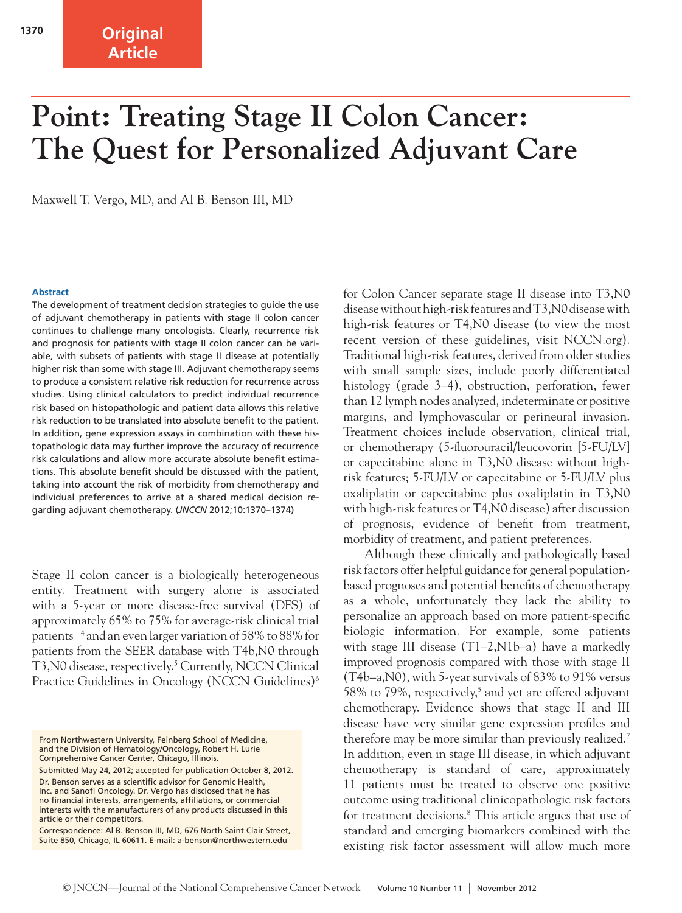Original Article

# Point: Treating Stage II Colon Cancer: The Quest for Personalized Adjuvant Care

Maxwell T. Vergo, MD, and Al B. Benson III, MD

## Abstract

The development of treatment decision strategies to guide the use of adjuvant chemotherapy in patients with stage II colon cancer continues to challenge many oncologists. Clearly, recurrence risk and prognosis for patients with stage II colon cancer can be variable, with subsets of patients with stage II disease at potentially higher risk than some with stage III. Adjuvant chemotherapy seems to produce a consistent relative risk reduction for recurrence across studies. Using clinical calculators to predict individual recurrence risk based on histopathologic and patient data allows this relative risk reduction to be translated into absolute benefit to the patient. In addition, gene expression assays in combination with these histopathologic data may further improve the accuracy of recurrence risk calculations and allow more accurate absolute benefit estimations. This absolute benefit should be discussed with the patient, taking into account the risk of morbidity from chemotherapy and individual preferences to arrive at a shared medical decision regarding adjuvant chemotherapy. (*JNCCN* 2012;10:1370–1374)

Stage II colon cancer is a biologically heterogeneous entity. Treatment with surgery alone is associated with a 5-year or more disease-free survival (DFS) of approximately 65% to 75% for average-risk clinical trial patients[1–4] and an even larger variation of 58% to 88% for patients from the SEER database with T4b,N0 through T3,N0 disease, respectively.[5] Currently, NCCN Clinical Practice Guidelines in Oncology (NCCN Guidelines)[6] for Colon Cancer separate stage II disease into T3,N0 disease without high-risk features and T3,N0 disease with high-risk features or T4,N0 disease (to view the most recent version of these guidelines, visit NCCN.org). Traditional high-risk features, derived from older studies with small sample sizes, include poorly differentiated histology (grade 3–4), obstruction, perforation, fewer than 12 lymph nodes analyzed, indeterminate or positive margins, and lymphovascular or perineural invasion. Treatment choices include observation, clinical trial, or chemotherapy (5-fluorouracil/leucovorin [5-FU/LV] or capecitabine alone in T3,N0 disease without high-risk features; 5-FU/LV or capecitabine or 5-FU/LV plus oxaliplatin or capecitabine plus oxaliplatin in T3,N0 with high-risk features or T4,N0 disease) after discussion of prognosis, evidence of benefit from treatment, morbidity of treatment, and patient preferences.

Although these clinically and pathologically based risk factors offer helpful guidance for general population-based prognoses and potential benefits of chemotherapy as a whole, unfortunately they lack the ability to personalize an approach based on more patient-specific biologic information. For example, some patients with stage III disease (T1–2,N1b–a) have a markedly improved prognosis compared with those with stage II (T4b–a,N0), with 5-year survivals of 83% to 91% versus 58% to 79%, respectively,[5] and yet are offered adjuvant chemotherapy. Evidence shows that stage II and III disease have very similar gene expression profiles and therefore may be more similar than previously realized.[7] In addition, even in stage III disease, in which adjuvant chemotherapy is standard of care, approximately 11 patients must be treated to observe one positive outcome using traditional clinicopathologic risk factors for treatment decisions.[8] This article argues that use of standard and emerging biomarkers combined with the existing risk factor assessment will allow much more

From Northwestern University, Feinberg School of Medicine, and the Division of Hematology/Oncology, Robert H. Lurie Comprehensive Cancer Center, Chicago, Illinois.

Submitted May 24, 2012; accepted for publication October 8, 2012.

Dr. Benson serves as a scientific advisor for Genomic Health, Inc. and Sanofi Oncology. Dr. Vergo has disclosed that he has no financial interests, arrangements, affiliations, or commercial interests with the manufacturers of any products discussed in this article or their competitors.

Correspondence: Al B. Benson III, MD, 676 North Saint Clair Street, Suite 850, Chicago, IL 60611. E-mail: a-benson@northwestern.edu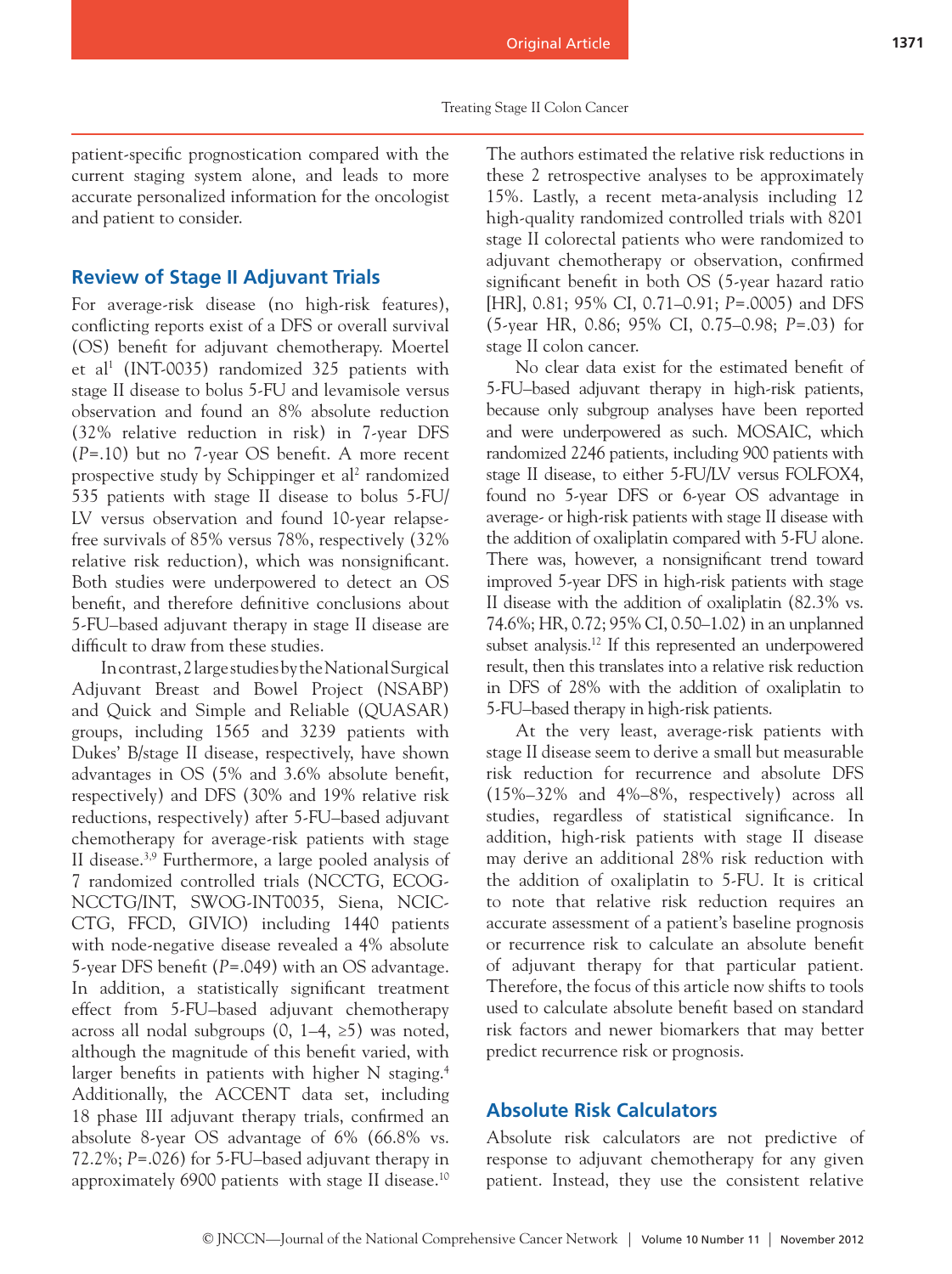patient-specific prognostication compared with the current staging system alone, and leads to more accurate personalized information for the oncologist and patient to consider.

## Review of Stage II Adjuvant Trials

For average-risk disease (no high-risk features), conflicting reports exist of a DFS or overall survival (OS) benefit for adjuvant chemotherapy. Moertel et al[1] (INT-0035) randomized 325 patients with stage II disease to bolus 5-FU and levamisole versus observation and found an 8% absolute reduction (32% relative reduction in risk) in 7-year DFS (*P*=.10) but no 7-year OS benefit. A more recent prospective study by Schippinger et al[2] randomized 535 patients with stage II disease to bolus 5-FU/LV versus observation and found 10-year relapse-free survivals of 85% versus 78%, respectively (32% relative risk reduction), which was nonsignificant. Both studies were underpowered to detect an OS benefit, and therefore definitive conclusions about 5-FU–based adjuvant therapy in stage II disease are difficult to draw from these studies.

In contrast, 2 large studies by the National Surgical Adjuvant Breast and Bowel Project (NSABP) and Quick and Simple and Reliable (QUASAR) groups, including 1565 and 3239 patients with Dukes' B/stage II disease, respectively, have shown advantages in OS (5% and 3.6% absolute benefit, respectively) and DFS (30% and 19% relative risk reductions, respectively) after 5-FU–based adjuvant chemotherapy for average-risk patients with stage II disease.[3,9] Furthermore, a large pooled analysis of 7 randomized controlled trials (NCCTG, ECOG-NCCTG/INT, SWOG-INT0035, Siena, NCIC-CTG, FFCD, GIVIO) including 1440 patients with node-negative disease revealed a 4% absolute 5-year DFS benefit (*P*=.049) with an OS advantage. In addition, a statistically significant treatment effect from 5-FU–based adjuvant chemotherapy across all nodal subgroups (0, 1–4, ≥5) was noted, although the magnitude of this benefit varied, with larger benefits in patients with higher N staging.[4] Additionally, the ACCENT data set, including 18 phase III adjuvant therapy trials, confirmed an absolute 8-year OS advantage of 6% (66.8% vs. 72.2%; *P*=.026) for 5-FU–based adjuvant therapy in approximately 6900 patients with stage II disease.[10] The authors estimated the relative risk reductions in these 2 retrospective analyses to be approximately 15%. Lastly, a recent meta-analysis including 12 high-quality randomized controlled trials with 8201 stage II colorectal patients who were randomized to adjuvant chemotherapy or observation, confirmed significant benefit in both OS (5-year hazard ratio [HR], 0.81; 95% CI, 0.71–0.91; *P*=.0005) and DFS (5-year HR, 0.86; 95% CI, 0.75–0.98; *P*=.03) for stage II colon cancer.

No clear data exist for the estimated benefit of 5-FU–based adjuvant therapy in high-risk patients, because only subgroup analyses have been reported and were underpowered as such. MOSAIC, which randomized 2246 patients, including 900 patients with stage II disease, to either 5-FU/LV versus FOLFOX4, found no 5-year DFS or 6-year OS advantage in average- or high-risk patients with stage II disease with the addition of oxaliplatin compared with 5-FU alone. There was, however, a nonsignificant trend toward improved 5-year DFS in high-risk patients with stage II disease with the addition of oxaliplatin (82.3% vs. 74.6%; HR, 0.72; 95% CI, 0.50–1.02) in an unplanned subset analysis.[12] If this represented an underpowered result, then this translates into a relative risk reduction in DFS of 28% with the addition of oxaliplatin to 5-FU–based therapy in high-risk patients.

At the very least, average-risk patients with stage II disease seem to derive a small but measurable risk reduction for recurrence and absolute DFS (15%–32% and 4%–8%, respectively) across all studies, regardless of statistical significance. In addition, high-risk patients with stage II disease may derive an additional 28% risk reduction with the addition of oxaliplatin to 5-FU. It is critical to note that relative risk reduction requires an accurate assessment of a patient's baseline prognosis or recurrence risk to calculate an absolute benefit of adjuvant therapy for that particular patient. Therefore, the focus of this article now shifts to tools used to calculate absolute benefit based on standard risk factors and newer biomarkers that may better predict recurrence risk or prognosis.

## Absolute Risk Calculators

Absolute risk calculators are not predictive of response to adjuvant chemotherapy for any given patient. Instead, they use the consistent relative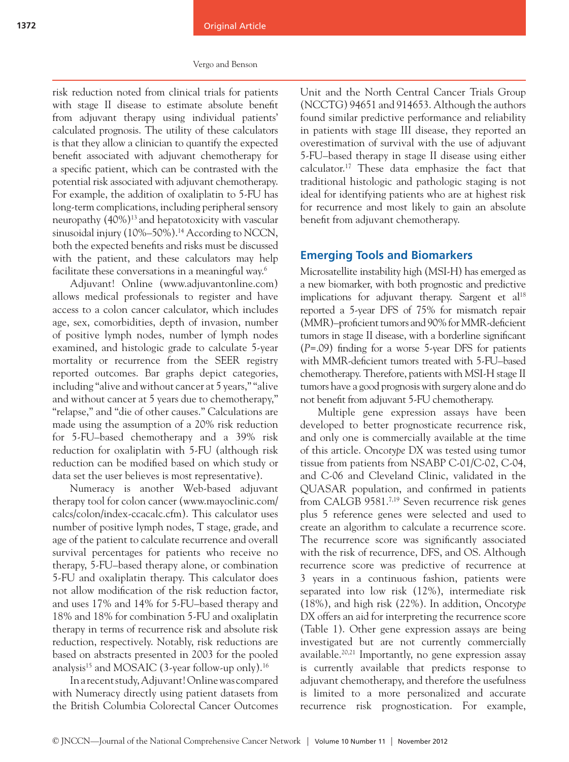risk reduction noted from clinical trials for patients with stage II disease to estimate absolute benefit from adjuvant therapy using individual patients' calculated prognosis. The utility of these calculators is that they allow a clinician to quantify the expected benefit associated with adjuvant chemotherapy for a specific patient, which can be contrasted with the potential risk associated with adjuvant chemotherapy. For example, the addition of oxaliplatin to 5-FU has long-term complications, including peripheral sensory neuropathy (40%)[13] and hepatotoxicity with vascular sinusoidal injury (10%–50%).[14] According to NCCN, both the expected benefits and risks must be discussed with the patient, and these calculators may help facilitate these conversations in a meaningful way.[6]

Adjuvant! Online (www.adjuvantonline.com) allows medical professionals to register and have access to a colon cancer calculator, which includes age, sex, comorbidities, depth of invasion, number of positive lymph nodes, number of lymph nodes examined, and histologic grade to calculate 5-year mortality or recurrence from the SEER registry reported outcomes. Bar graphs depict categories, including "alive and without cancer at 5 years," "alive and without cancer at 5 years due to chemotherapy," "relapse," and "die of other causes." Calculations are made using the assumption of a 20% risk reduction for 5-FU–based chemotherapy and a 39% risk reduction for oxaliplatin with 5-FU (although risk reduction can be modified based on which study or data set the user believes is most representative).

Numeracy is another Web-based adjuvant therapy tool for colon cancer (www.mayoclinic.com/calcs/colon/index-ccacalc.cfm). This calculator uses number of positive lymph nodes, T stage, grade, and age of the patient to calculate recurrence and overall survival percentages for patients who receive no therapy, 5-FU–based therapy alone, or combination 5-FU and oxaliplatin therapy. This calculator does not allow modification of the risk reduction factor, and uses 17% and 14% for 5-FU–based therapy and 18% and 18% for combination 5-FU and oxaliplatin therapy in terms of recurrence risk and absolute risk reduction, respectively. Notably, risk reductions are based on abstracts presented in 2003 for the pooled analysis[15] and MOSAIC (3-year follow-up only).[16]

In a recent study, Adjuvant! Online was compared with Numeracy directly using patient datasets from the British Columbia Colorectal Cancer Outcomes Unit and the North Central Cancer Trials Group (NCCTG) 94651 and 914653. Although the authors found similar predictive performance and reliability in patients with stage III disease, they reported an overestimation of survival with the use of adjuvant 5-FU–based therapy in stage II disease using either calculator.[17] These data emphasize the fact that traditional histologic and pathologic staging is not ideal for identifying patients who are at highest risk for recurrence and most likely to gain an absolute benefit from adjuvant chemotherapy.

## Emerging Tools and Biomarkers

Microsatellite instability high (MSI-H) has emerged as a new biomarker, with both prognostic and predictive implications for adjuvant therapy. Sargent et al[18] reported a 5-year DFS of 75% for mismatch repair (MMR)–proficient tumors and 90% for MMR-deficient tumors in stage II disease, with a borderline significant ($P$=.09) finding for a worse 5-year DFS for patients with MMR-deficient tumors treated with 5-FU–based chemotherapy. Therefore, patients with MSI-H stage II tumors have a good prognosis with surgery alone and do not benefit from adjuvant 5-FU chemotherapy.

Multiple gene expression assays have been developed to better prognosticate recurrence risk, and only one is commercially available at the time of this article. Onco*type* DX was tested using tumor tissue from patients from NSABP C-01/C-02, C-04, and C-06 and Cleveland Clinic, validated in the QUASAR population, and confirmed in patients from CALGB 9581.[7,19] Seven recurrence risk genes plus 5 reference genes were selected and used to create an algorithm to calculate a recurrence score. The recurrence score was significantly associated with the risk of recurrence, DFS, and OS. Although recurrence score was predictive of recurrence at 3 years in a continuous fashion, patients were separated into low risk (12%), intermediate risk (18%), and high risk (22%). In addition, Onco*type* DX offers an aid for interpreting the recurrence score (Table 1). Other gene expression assays are being investigated but are not currently commercially available.[20,21] Importantly, no gene expression assay is currently available that predicts response to adjuvant chemotherapy, and therefore the usefulness is limited to a more personalized and accurate recurrence risk prognostication. For example,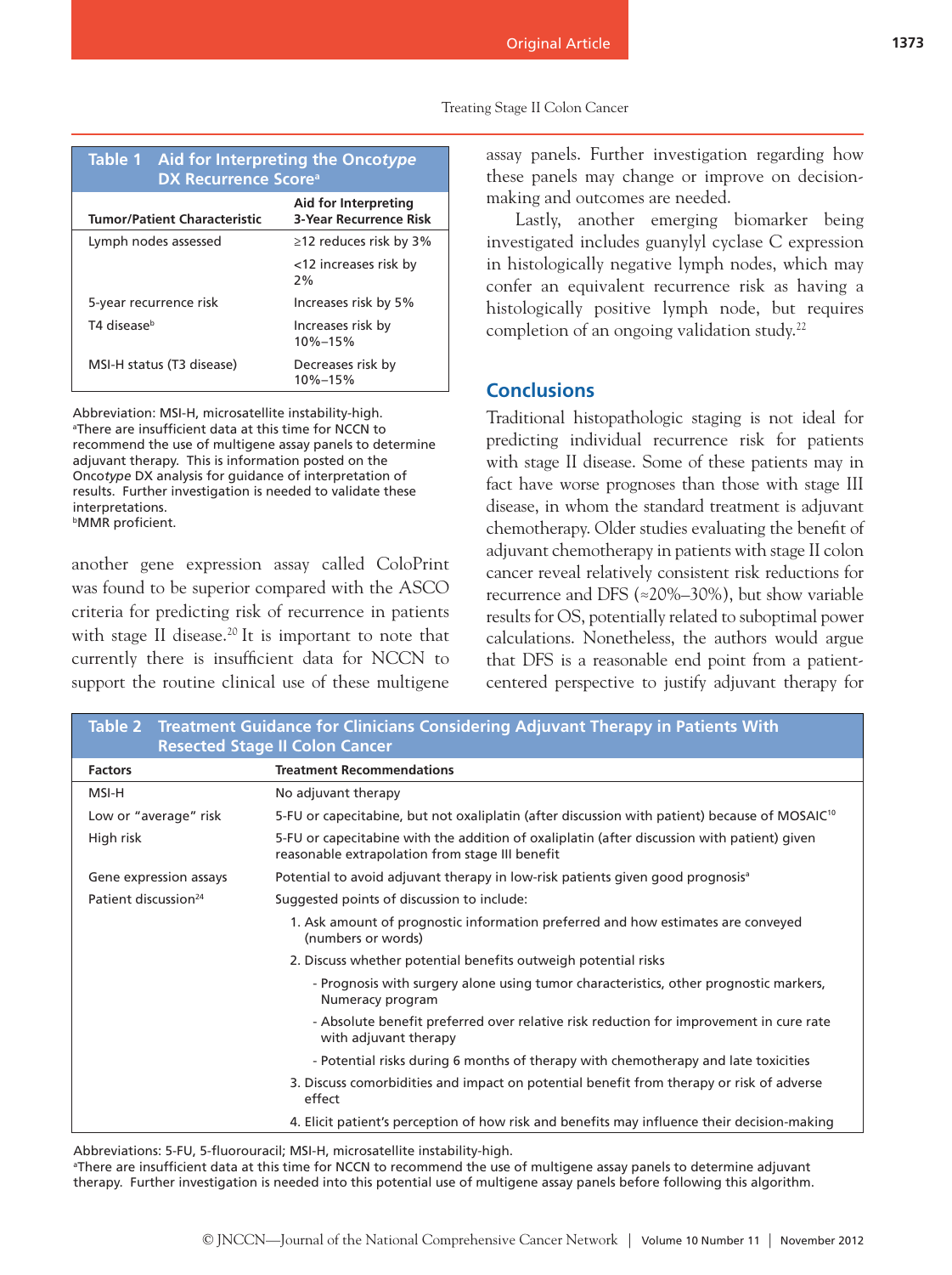**Table 1 Aid for Interpreting the Onco*type* DX Recurrence Score[a]**

| Tumor/Patient Characteristic | Aid for Interpreting 3-Year Recurrence Risk |
|---|---|
| Lymph nodes assessed | ≥12 reduces risk by 3% |
| | <12 increases risk by 2% |
| 5-year recurrence risk | Increases risk by 5% |
| T4 disease[b] | Increases risk by 10%–15% |
| MSI-H status (T3 disease) | Decreases risk by 10%–15% |

Abbreviation: MSI-H, microsatellite instability-high.
[a]There are insufficient data at this time for NCCN to recommend the use of multigene assay panels to determine adjuvant therapy. This is information posted on the Onco*type* DX analysis for guidance of interpretation of results. Further investigation is needed to validate these interpretations.
[b]MMR proficient.

another gene expression assay called ColoPrint was found to be superior compared with the ASCO criteria for predicting risk of recurrence in patients with stage II disease.[20] It is important to note that currently there is insufficient data for NCCN to support the routine clinical use of these multigene assay panels. Further investigation regarding how these panels may change or improve on decision-making and outcomes are needed.

Lastly, another emerging biomarker being investigated includes guanylyl cyclase C expression in histologically negative lymph nodes, which may confer an equivalent recurrence risk as having a histologically positive lymph node, but requires completion of an ongoing validation study.[22]

## Conclusions

Traditional histopathologic staging is not ideal for predicting individual recurrence risk for patients with stage II disease. Some of these patients may in fact have worse prognoses than those with stage III disease, in whom the standard treatment is adjuvant chemotherapy. Older studies evaluating the benefit of adjuvant chemotherapy in patients with stage II colon cancer reveal relatively consistent risk reductions for recurrence and DFS (≈20%–30%), but show variable results for OS, potentially related to suboptimal power calculations. Nonetheless, the authors would argue that DFS is a reasonable end point from a patient-centered perspective to justify adjuvant therapy for

**Table 2 Treatment Guidance for Clinicians Considering Adjuvant Therapy in Patients With Resected Stage II Colon Cancer**

| Factors | Treatment Recommendations |
|---|---|
| MSI-H | No adjuvant therapy |
| Low or "average" risk | 5-FU or capecitabine, but not oxaliplatin (after discussion with patient) because of MOSAIC[10] |
| High risk | 5-FU or capecitabine with the addition of oxaliplatin (after discussion with patient) given reasonable extrapolation from stage III benefit |
| Gene expression assays | Potential to avoid adjuvant therapy in low-risk patients given good prognosis[a] |
| Patient discussion[24] | Suggested points of discussion to include: |
| | 1. Ask amount of prognostic information preferred and how estimates are conveyed (numbers or words) |
| | 2. Discuss whether potential benefits outweigh potential risks |
| | - Prognosis with surgery alone using tumor characteristics, other prognostic markers, Numeracy program |
| | - Absolute benefit preferred over relative risk reduction for improvement in cure rate with adjuvant therapy |
| | - Potential risks during 6 months of therapy with chemotherapy and late toxicities |
| | 3. Discuss comorbidities and impact on potential benefit from therapy or risk of adverse effect |
| | 4. Elicit patient's perception of how risk and benefits may influence their decision-making |

Abbreviations: 5-FU, 5-fluorouracil; MSI-H, microsatellite instability-high.
[a]There are insufficient data at this time for NCCN to recommend the use of multigene assay panels to determine adjuvant therapy. Further investigation is needed into this potential use of multigene assay panels before following this algorithm.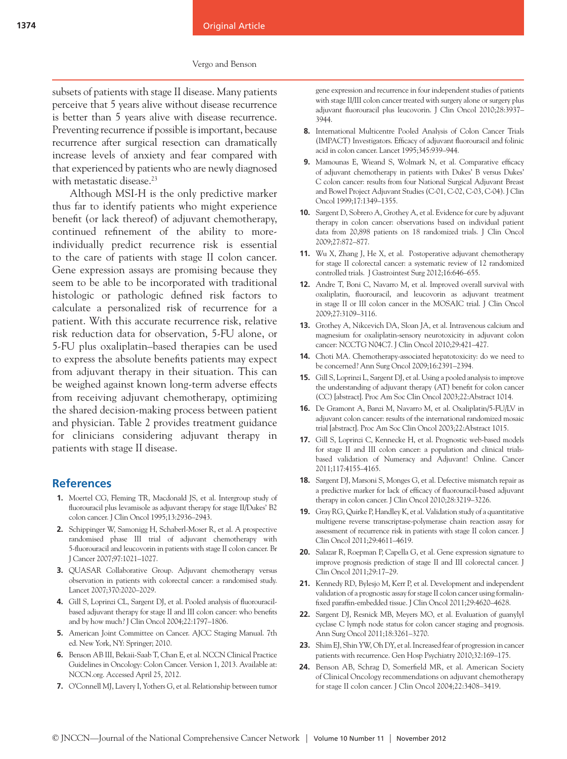subsets of patients with stage II disease. Many patients perceive that 5 years alive without disease recurrence is better than 5 years alive with disease recurrence. Preventing recurrence if possible is important, because recurrence after surgical resection can dramatically increase levels of anxiety and fear compared with that experienced by patients who are newly diagnosed with metastatic disease.[23]

Although MSI-H is the only predictive marker thus far to identify patients who might experience benefit (or lack thereof) of adjuvant chemotherapy, continued refinement of the ability to more-individually predict recurrence risk is essential to the care of patients with stage II colon cancer. Gene expression assays are promising because they seem to be able to be incorporated with traditional histologic or pathologic defined risk factors to calculate a personalized risk of recurrence for a patient. With this accurate recurrence risk, relative risk reduction data for observation, 5-FU alone, or 5-FU plus oxaliplatin–based therapies can be used to express the absolute benefits patients may expect from adjuvant therapy in their situation. This can be weighed against known long-term adverse effects from receiving adjuvant chemotherapy, optimizing the shared decision-making process between patient and physician. Table 2 provides treatment guidance for clinicians considering adjuvant therapy in patients with stage II disease.

## References

1. Moertel CG, Fleming TR, Macdonald JS, et al. Intergroup study of fluorouracil plus levamisole as adjuvant therapy for stage II/Dukes' B2 colon cancer. J Clin Oncol 1995;13:2936–2943.
2. Schippinger W, Samonigg H, Schaberl-Moser R, et al. A prospective randomised phase III trial of adjuvant chemotherapy with 5-fluorouracil and leucovorin in patients with stage II colon cancer. Br J Cancer 2007;97:1021–1027.
3. QUASAR Collaborative Group. Adjuvant chemotherapy versus observation in patients with colorectal cancer: a randomised study. Lancet 2007;370:2020–2029.
4. Gill S, Loprinzi CL, Sargent DJ, et al. Pooled analysis of fluorouracil-based adjuvant therapy for stage II and III colon cancer: who benefits and by how much? J Clin Oncol 2004;22:1797–1806.
5. American Joint Committee on Cancer. AJCC Staging Manual. 7th ed. New York, NY: Springer; 2010.
6. Benson AB III, Bekaii-Saab T, Chan E, et al. NCCN Clinical Practice Guidelines in Oncology: Colon Cancer. Version 1, 2013. Available at: NCCN.org. Accessed April 25, 2012.
7. O'Connell MJ, Lavery I, Yothers G, et al. Relationship between tumor gene expression and recurrence in four independent studies of patients with stage II/III colon cancer treated with surgery alone or surgery plus adjuvant fluorouracil plus leucovorin. J Clin Oncol 2010;28:3937–3944.
8. International Multicentre Pooled Analysis of Colon Cancer Trials (IMPACT) Investigators. Efficacy of adjuvant fluorouracil and folinic acid in colon cancer. Lancet 1995;345:939–944.
9. Mamounas E, Wieand S, Wolmark N, et al. Comparative efficacy of adjuvant chemotherapy in patients with Dukes' B versus Dukes' C colon cancer: results from four National Surgical Adjuvant Breast and Bowel Project Adjuvant Studies (C-01, C-02, C-03, C-04). J Clin Oncol 1999;17:1349–1355.
10. Sargent D, Sobrero A, Grothey A, et al. Evidence for cure by adjuvant therapy in colon cancer: observations based on individual patient data from 20,898 patients on 18 randomized trials. J Clin Oncol 2009;27:872–877.
11. Wu X, Zhang J, He X, et al. Postoperative adjuvant chemotherapy for stage II colorectal cancer: a systematic review of 12 randomized controlled trials. J Gastrointest Surg 2012;16:646–655.
12. Andre T, Boni C, Navarro M, et al. Improved overall survival with oxaliplatin, fluorouracil, and leucovorin as adjuvant treatment in stage II or III colon cancer in the MOSAIC trial. J Clin Oncol 2009;27:3109–3116.
13. Grothey A, Nikcevich DA, Sloan JA, et al. Intravenous calcium and magnesium for oxaliplatin-sensory neurotoxicity in adjuvant colon cancer: NCCTG N04C7. J Clin Oncol 2010;29:421–427.
14. Choti MA. Chemotherapy-associated hepatotoxicity: do we need to be concerned? Ann Surg Oncol 2009;16:2391–2394.
15. Gill S, Loprinzi L, Sargent DJ, et al. Using a pooled analysis to improve the understanding of adjuvant therapy (AT) benefit for colon cancer (CC) [abstract]. Proc Am Soc Clin Oncol 2003;22:Abstract 1014.
16. De Gramont A, Banzi M, Navarro M, et al. Oxaliplatin/5-FU/LV in adjuvant colon cancer: results of the international randomized mosaic trial [abstract]. Proc Am Soc Clin Oncol 2003;22:Abstract 1015.
17. Gill S, Loprinzi C, Kennecke H, et al. Prognostic web-based models for stage II and III colon cancer: a population and clinical trials-based validation of Numeracy and Adjuvant! Online. Cancer 2011;117:4155–4165.
18. Sargent DJ, Marsoni S, Monges G, et al. Defective mismatch repair as a predictive marker for lack of efficacy of fluorouracil-based adjuvant therapy in colon cancer. J Clin Oncol 2010;28:3219–3226.
19. Gray RG, Quirke P, Handley K, et al. Validation study of a quantitative multigene reverse transcriptase-polymerase chain reaction assay for assessment of recurrence risk in patients with stage II colon cancer. J Clin Oncol 2011;29:4611–4619.
20. Salazar R, Roepman P, Capella G, et al. Gene expression signature to improve prognosis prediction of stage II and III colorectal cancer. J Clin Oncol 2011;29:17–29.
21. Kennedy RD, Bylesjo M, Kerr P, et al. Development and independent validation of a prognostic assay for stage II colon cancer using formalin-fixed paraffin-embedded tissue. J Clin Oncol 2011;29:4620–4628.
22. Sargent DJ, Resnick MB, Meyers MO, et al. Evaluation of guanylyl cyclase C lymph node status for colon cancer staging and prognosis. Ann Surg Oncol 2011;18:3261–3270.
23. Shim EJ, Shin YW, Oh DY, et al. Increased fear of progression in cancer patients with recurrence. Gen Hosp Psychiatry 2010;32:169–175.
24. Benson AB, Schrag D, Somerfield MR, et al. American Society of Clinical Oncology recommendations on adjuvant chemotherapy for stage II colon cancer. J Clin Oncol 2004;22:3408–3419.